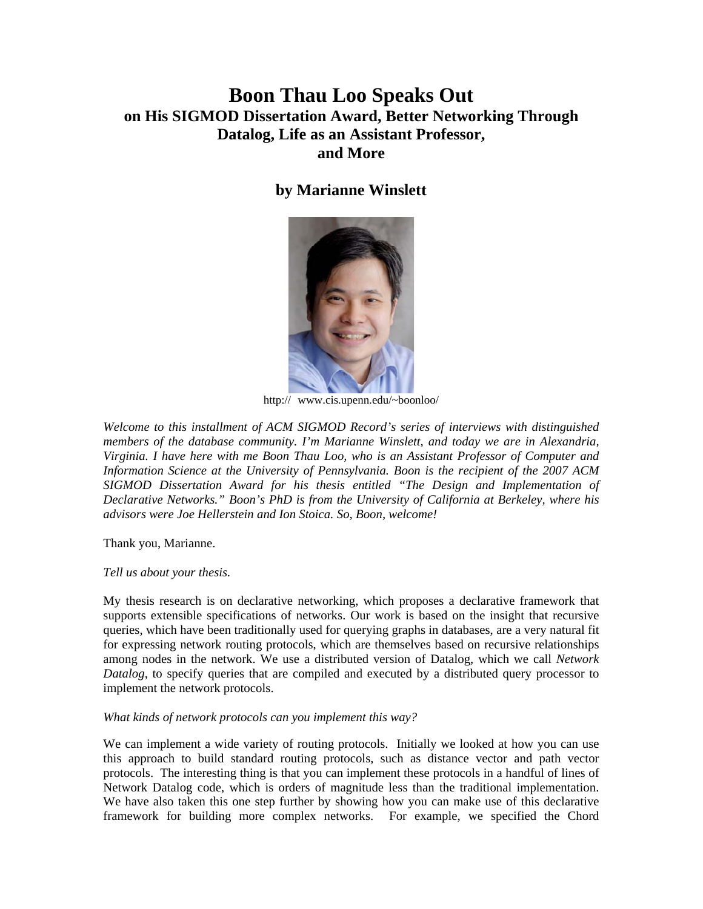# Boon Thau Loo Speaks Out

## on His SIGMOD Dissertation Award, Better Networking Through Datalog, Life as an Assistant Professor, and More

### by Marianne Winslett

http:// www.cis.upenn.edu/~boonloo/

*Welcome to this installment of ACM SIGMOD Record's series of interviews with distinguished members of the database community. I'm Marianne Winslett, and today we are in Alexandria, Virginia. I have here with me Boon Thau Loo, who is an Assistant Professor of Computer and Information Science at the University of Pennsylvania. Boon is the recipient of the 2007 ACM SIGMOD Dissertation Award for his thesis entitled "The Design and Implementation of Declarative Networks." Boon's PhD is from the University of California at Berkeley, where his advisors were Joe Hellerstein and Ion Stoica. So, Boon, welcome!*

Thank you, Marianne.

*Tell us about your thesis.*

My thesis research is on declarative networking, which proposes a declarative framework that supports extensible specifications of networks. Our work is based on the insight that recursive queries, which have been traditionally used for querying graphs in databases, are a very natural fit for expressing network routing protocols, which are themselves based on recursive relationships among nodes in the network. We use a distributed version of Datalog, which we call *Network Datalog*, to specify queries that are compiled and executed by a distributed query processor to implement the network protocols.

*What kinds of network protocols can you implement this way?*

We can implement a wide variety of routing protocols. Initially we looked at how you can use this approach to build standard routing protocols, such as distance vector and path vector protocols. The interesting thing is that you can implement these protocols in a handful of lines of Network Datalog code, which is orders of magnitude less than the traditional implementation. We have also taken this one step further by showing how you can make use of this declarative framework for building more complex networks. For example, we specified the Chord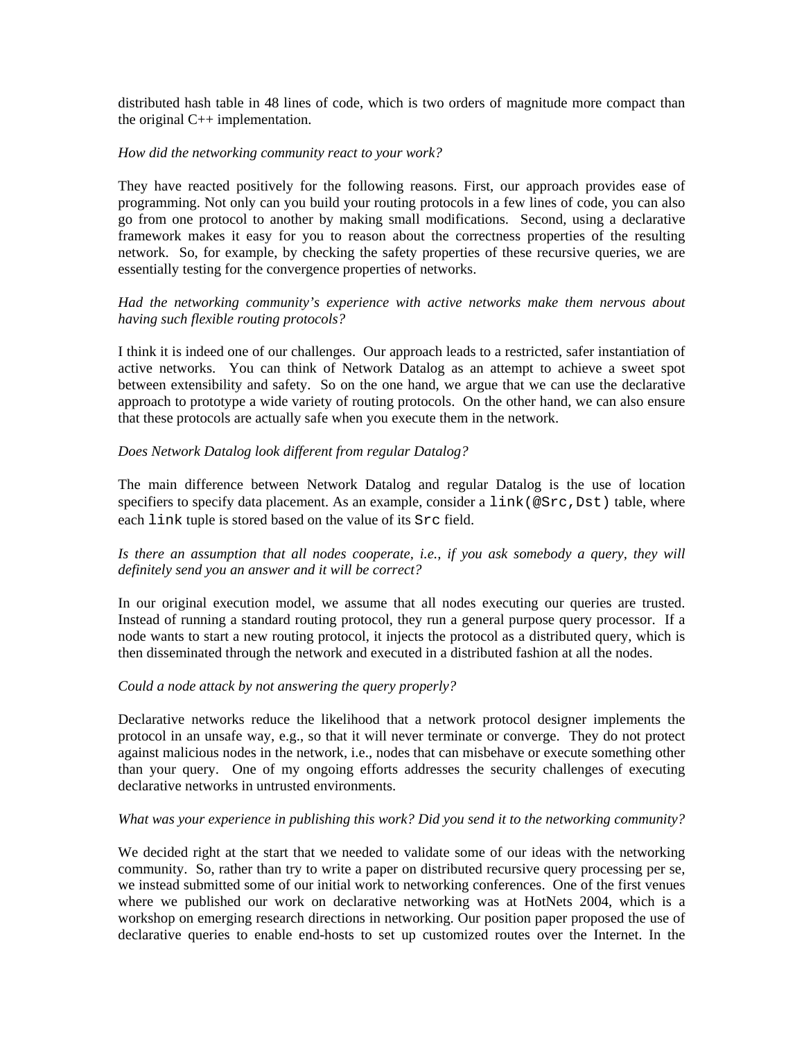distributed hash table in 48 lines of code, which is two orders of magnitude more compact than the original C++ implementation.

*How did the networking community react to your work?*

They have reacted positively for the following reasons. First, our approach provides ease of programming. Not only can you build your routing protocols in a few lines of code, you can also go from one protocol to another by making small modifications. Second, using a declarative framework makes it easy for you to reason about the correctness properties of the resulting network. So, for example, by checking the safety properties of these recursive queries, we are essentially testing for the convergence properties of networks.

*Had the networking community's experience with active networks make them nervous about having such flexible routing protocols?*

I think it is indeed one of our challenges. Our approach leads to a restricted, safer instantiation of active networks. You can think of Network Datalog as an attempt to achieve a sweet spot between extensibility and safety. So on the one hand, we argue that we can use the declarative approach to prototype a wide variety of routing protocols. On the other hand, we can also ensure that these protocols are actually safe when you execute them in the network.

*Does Network Datalog look different from regular Datalog?*

The main difference between Network Datalog and regular Datalog is the use of location specifiers to specify data placement. As an example, consider a `link(@Src,Dst)` table, where each `link` tuple is stored based on the value of its `Src` field.

*Is there an assumption that all nodes cooperate, i.e., if you ask somebody a query, they will definitely send you an answer and it will be correct?*

In our original execution model, we assume that all nodes executing our queries are trusted. Instead of running a standard routing protocol, they run a general purpose query processor. If a node wants to start a new routing protocol, it injects the protocol as a distributed query, which is then disseminated through the network and executed in a distributed fashion at all the nodes.

*Could a node attack by not answering the query properly?*

Declarative networks reduce the likelihood that a network protocol designer implements the protocol in an unsafe way, e.g., so that it will never terminate or converge. They do not protect against malicious nodes in the network, i.e., nodes that can misbehave or execute something other than your query. One of my ongoing efforts addresses the security challenges of executing declarative networks in untrusted environments.

*What was your experience in publishing this work? Did you send it to the networking community?*

We decided right at the start that we needed to validate some of our ideas with the networking community. So, rather than try to write a paper on distributed recursive query processing per se, we instead submitted some of our initial work to networking conferences. One of the first venues where we published our work on declarative networking was at HotNets 2004, which is a workshop on emerging research directions in networking. Our position paper proposed the use of declarative queries to enable end-hosts to set up customized routes over the Internet. In the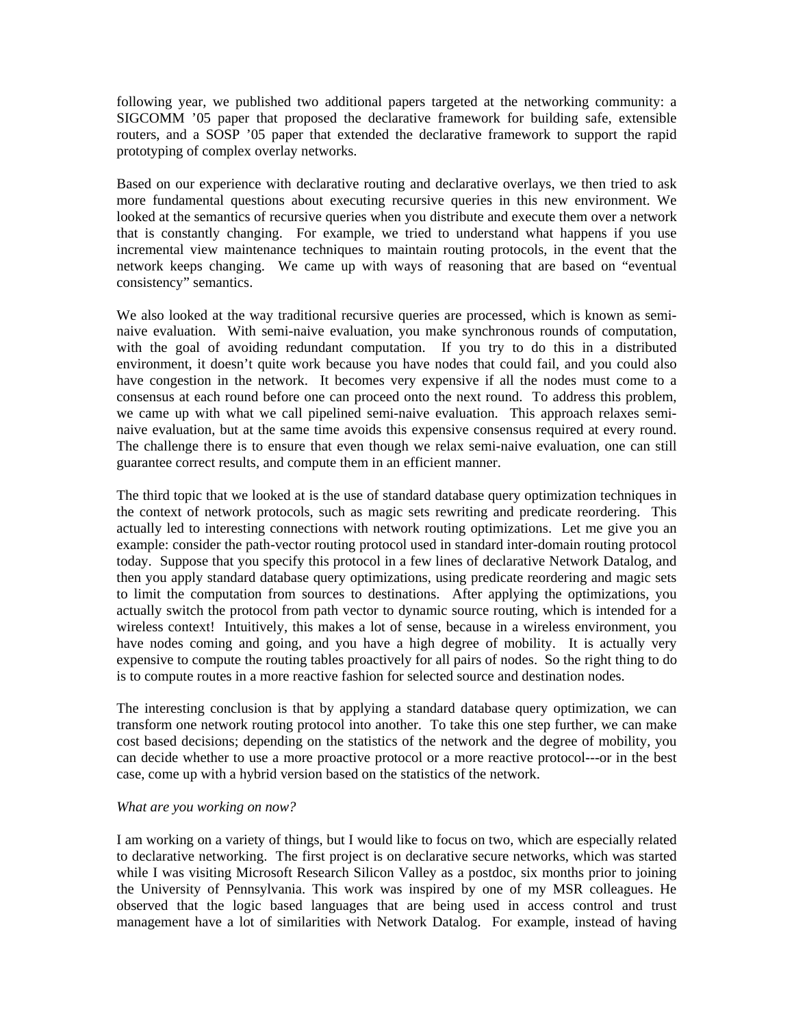following year, we published two additional papers targeted at the networking community: a SIGCOMM '05 paper that proposed the declarative framework for building safe, extensible routers, and a SOSP '05 paper that extended the declarative framework to support the rapid prototyping of complex overlay networks.

Based on our experience with declarative routing and declarative overlays, we then tried to ask more fundamental questions about executing recursive queries in this new environment. We looked at the semantics of recursive queries when you distribute and execute them over a network that is constantly changing. For example, we tried to understand what happens if you use incremental view maintenance techniques to maintain routing protocols, in the event that the network keeps changing. We came up with ways of reasoning that are based on "eventual consistency" semantics.

We also looked at the way traditional recursive queries are processed, which is known as semi-naive evaluation. With semi-naive evaluation, you make synchronous rounds of computation, with the goal of avoiding redundant computation. If you try to do this in a distributed environment, it doesn't quite work because you have nodes that could fail, and you could also have congestion in the network. It becomes very expensive if all the nodes must come to a consensus at each round before one can proceed onto the next round. To address this problem, we came up with what we call pipelined semi-naive evaluation. This approach relaxes semi-naive evaluation, but at the same time avoids this expensive consensus required at every round. The challenge there is to ensure that even though we relax semi-naive evaluation, one can still guarantee correct results, and compute them in an efficient manner.

The third topic that we looked at is the use of standard database query optimization techniques in the context of network protocols, such as magic sets rewriting and predicate reordering. This actually led to interesting connections with network routing optimizations. Let me give you an example: consider the path-vector routing protocol used in standard inter-domain routing protocol today. Suppose that you specify this protocol in a few lines of declarative Network Datalog, and then you apply standard database query optimizations, using predicate reordering and magic sets to limit the computation from sources to destinations. After applying the optimizations, you actually switch the protocol from path vector to dynamic source routing, which is intended for a wireless context! Intuitively, this makes a lot of sense, because in a wireless environment, you have nodes coming and going, and you have a high degree of mobility. It is actually very expensive to compute the routing tables proactively for all pairs of nodes. So the right thing to do is to compute routes in a more reactive fashion for selected source and destination nodes.

The interesting conclusion is that by applying a standard database query optimization, we can transform one network routing protocol into another. To take this one step further, we can make cost based decisions; depending on the statistics of the network and the degree of mobility, you can decide whether to use a more proactive protocol or a more reactive protocol---or in the best case, come up with a hybrid version based on the statistics of the network.

*What are you working on now?*

I am working on a variety of things, but I would like to focus on two, which are especially related to declarative networking. The first project is on declarative secure networks, which was started while I was visiting Microsoft Research Silicon Valley as a postdoc, six months prior to joining the University of Pennsylvania. This work was inspired by one of my MSR colleagues. He observed that the logic based languages that are being used in access control and trust management have a lot of similarities with Network Datalog. For example, instead of having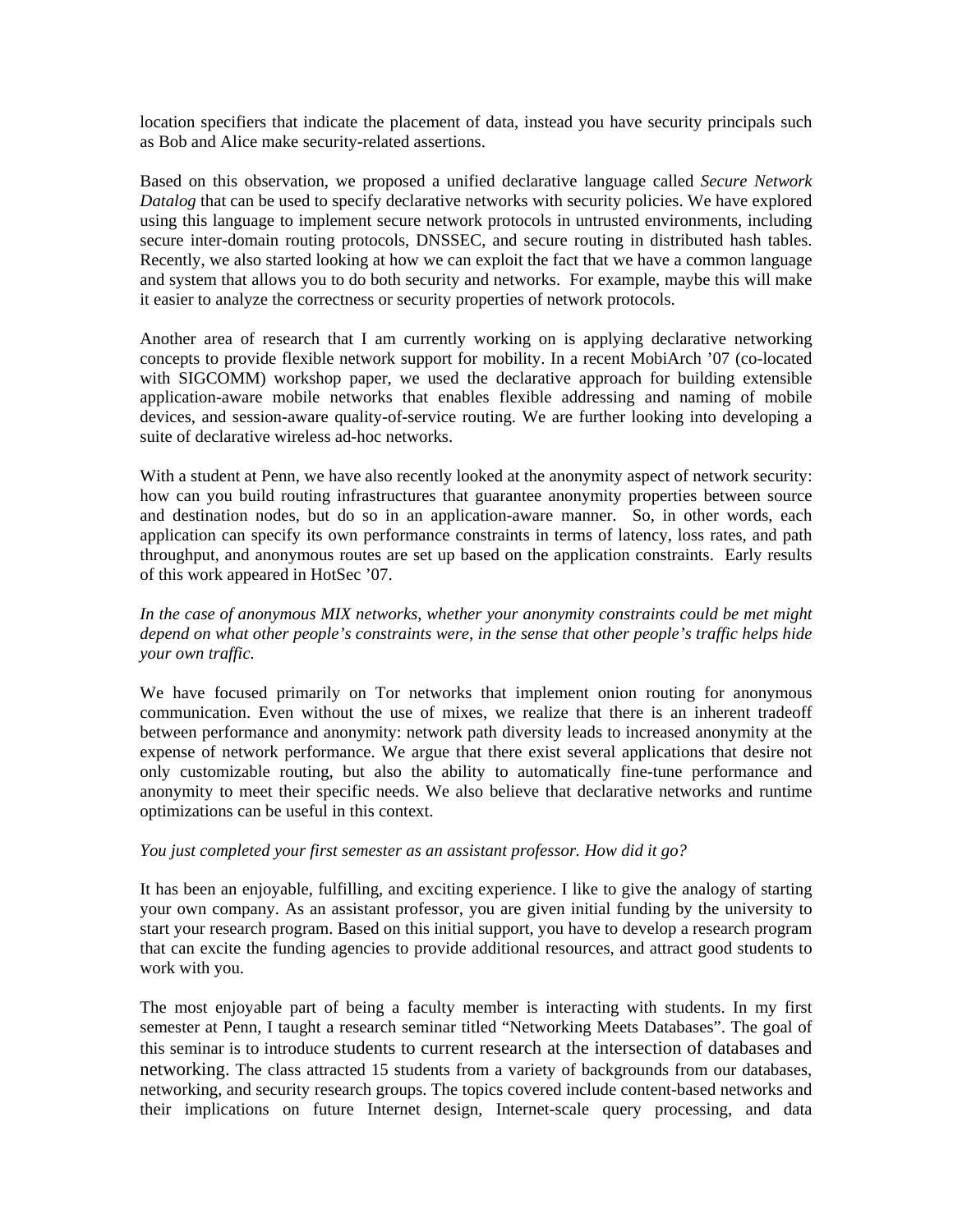location specifiers that indicate the placement of data, instead you have security principals such as Bob and Alice make security-related assertions.

Based on this observation, we proposed a unified declarative language called *Secure Network Datalog* that can be used to specify declarative networks with security policies. We have explored using this language to implement secure network protocols in untrusted environments, including secure inter-domain routing protocols, DNSSEC, and secure routing in distributed hash tables. Recently, we also started looking at how we can exploit the fact that we have a common language and system that allows you to do both security and networks. For example, maybe this will make it easier to analyze the correctness or security properties of network protocols.

Another area of research that I am currently working on is applying declarative networking concepts to provide flexible network support for mobility. In a recent MobiArch '07 (co-located with SIGCOMM) workshop paper, we used the declarative approach for building extensible application-aware mobile networks that enables flexible addressing and naming of mobile devices, and session-aware quality-of-service routing. We are further looking into developing a suite of declarative wireless ad-hoc networks.

With a student at Penn, we have also recently looked at the anonymity aspect of network security: how can you build routing infrastructures that guarantee anonymity properties between source and destination nodes, but do so in an application-aware manner. So, in other words, each application can specify its own performance constraints in terms of latency, loss rates, and path throughput, and anonymous routes are set up based on the application constraints. Early results of this work appeared in HotSec '07.

*In the case of anonymous MIX networks, whether your anonymity constraints could be met might depend on what other people's constraints were, in the sense that other people's traffic helps hide your own traffic.*

We have focused primarily on Tor networks that implement onion routing for anonymous communication. Even without the use of mixes, we realize that there is an inherent tradeoff between performance and anonymity: network path diversity leads to increased anonymity at the expense of network performance. We argue that there exist several applications that desire not only customizable routing, but also the ability to automatically fine-tune performance and anonymity to meet their specific needs. We also believe that declarative networks and runtime optimizations can be useful in this context.

*You just completed your first semester as an assistant professor. How did it go?*

It has been an enjoyable, fulfilling, and exciting experience. I like to give the analogy of starting your own company. As an assistant professor, you are given initial funding by the university to start your research program. Based on this initial support, you have to develop a research program that can excite the funding agencies to provide additional resources, and attract good students to work with you.

The most enjoyable part of being a faculty member is interacting with students. In my first semester at Penn, I taught a research seminar titled "Networking Meets Databases". The goal of this seminar is to introduce students to current research at the intersection of databases and networking. The class attracted 15 students from a variety of backgrounds from our databases, networking, and security research groups. The topics covered include content-based networks and their implications on future Internet design, Internet-scale query processing, and data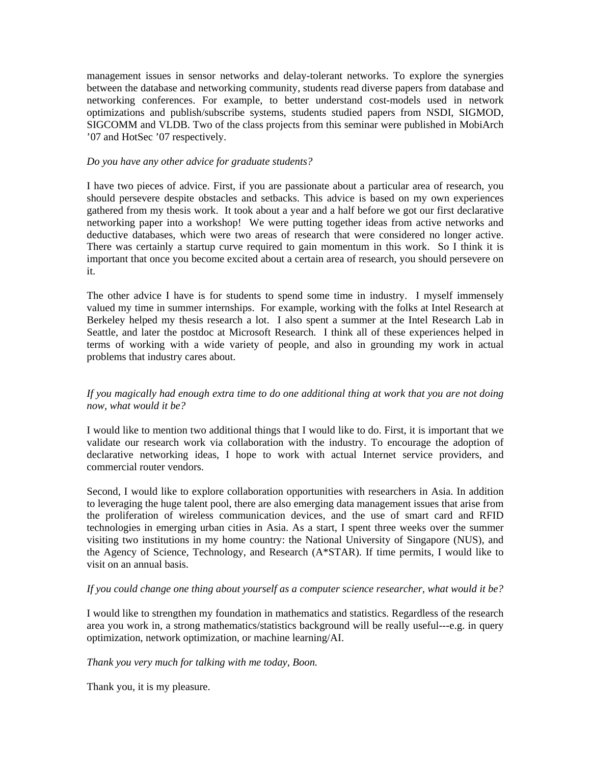management issues in sensor networks and delay-tolerant networks. To explore the synergies between the database and networking community, students read diverse papers from database and networking conferences. For example, to better understand cost-models used in network optimizations and publish/subscribe systems, students studied papers from NSDI, SIGMOD, SIGCOMM and VLDB. Two of the class projects from this seminar were published in MobiArch '07 and HotSec '07 respectively.

*Do you have any other advice for graduate students?*

I have two pieces of advice. First, if you are passionate about a particular area of research, you should persevere despite obstacles and setbacks. This advice is based on my own experiences gathered from my thesis work. It took about a year and a half before we got our first declarative networking paper into a workshop! We were putting together ideas from active networks and deductive databases, which were two areas of research that were considered no longer active. There was certainly a startup curve required to gain momentum in this work. So I think it is important that once you become excited about a certain area of research, you should persevere on it.

The other advice I have is for students to spend some time in industry. I myself immensely valued my time in summer internships. For example, working with the folks at Intel Research at Berkeley helped my thesis research a lot. I also spent a summer at the Intel Research Lab in Seattle, and later the postdoc at Microsoft Research. I think all of these experiences helped in terms of working with a wide variety of people, and also in grounding my work in actual problems that industry cares about.

*If you magically had enough extra time to do one additional thing at work that you are not doing now, what would it be?*

I would like to mention two additional things that I would like to do. First, it is important that we validate our research work via collaboration with the industry. To encourage the adoption of declarative networking ideas, I hope to work with actual Internet service providers, and commercial router vendors.

Second, I would like to explore collaboration opportunities with researchers in Asia. In addition to leveraging the huge talent pool, there are also emerging data management issues that arise from the proliferation of wireless communication devices, and the use of smart card and RFID technologies in emerging urban cities in Asia. As a start, I spent three weeks over the summer visiting two institutions in my home country: the National University of Singapore (NUS), and the Agency of Science, Technology, and Research (A*STAR). If time permits, I would like to visit on an annual basis.

*If you could change one thing about yourself as a computer science researcher, what would it be?*

I would like to strengthen my foundation in mathematics and statistics. Regardless of the research area you work in, a strong mathematics/statistics background will be really useful---e.g. in query optimization, network optimization, or machine learning/AI.

*Thank you very much for talking with me today, Boon.*

Thank you, it is my pleasure.